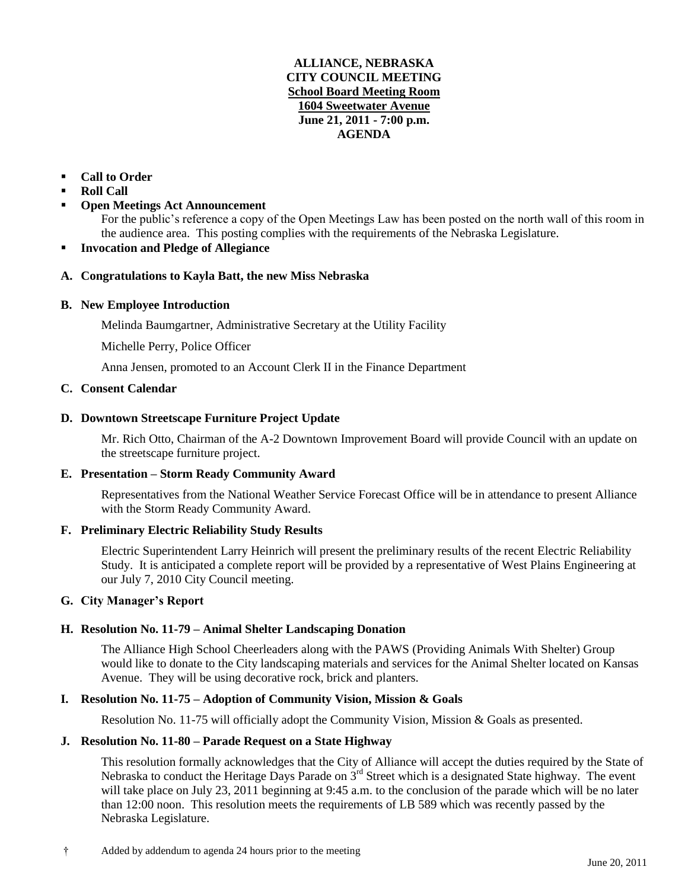**ALLIANCE, NEBRASKA**
**CITY COUNCIL MEETING**
**School Board Meeting Room**
**1604 Sweetwater Avenue**
**June 21, 2011 - 7:00 p.m.**
**AGENDA**

- **Call to Order**
- **Roll Call**
- **Open Meetings Act Announcement**
  For the public's reference a copy of the Open Meetings Law has been posted on the north wall of this room in the audience area. This posting complies with the requirements of the Nebraska Legislature.
- **Invocation and Pledge of Allegiance**

**A. Congratulations to Kayla Batt, the new Miss Nebraska**

**B. New Employee Introduction**

Melinda Baumgartner, Administrative Secretary at the Utility Facility

Michelle Perry, Police Officer

Anna Jensen, promoted to an Account Clerk II in the Finance Department

**C. Consent Calendar**

**D. Downtown Streetscape Furniture Project Update**

Mr. Rich Otto, Chairman of the A-2 Downtown Improvement Board will provide Council with an update on the streetscape furniture project.

**E. Presentation – Storm Ready Community Award**

Representatives from the National Weather Service Forecast Office will be in attendance to present Alliance with the Storm Ready Community Award.

**F. Preliminary Electric Reliability Study Results**

Electric Superintendent Larry Heinrich will present the preliminary results of the recent Electric Reliability Study. It is anticipated a complete report will be provided by a representative of West Plains Engineering at our July 7, 2010 City Council meeting.

**G. City Manager's Report**

**H. Resolution No. 11-79 – Animal Shelter Landscaping Donation**

The Alliance High School Cheerleaders along with the PAWS (Providing Animals With Shelter) Group would like to donate to the City landscaping materials and services for the Animal Shelter located on Kansas Avenue. They will be using decorative rock, brick and planters.

**I. Resolution No. 11-75 – Adoption of Community Vision, Mission & Goals**

Resolution No. 11-75 will officially adopt the Community Vision, Mission & Goals as presented.

**J. Resolution No. 11-80 – Parade Request on a State Highway**

This resolution formally acknowledges that the City of Alliance will accept the duties required by the State of Nebraska to conduct the Heritage Days Parade on 3rd Street which is a designated State highway. The event will take place on July 23, 2011 beginning at 9:45 a.m. to the conclusion of the parade which will be no later than 12:00 noon. This resolution meets the requirements of LB 589 which was recently passed by the Nebraska Legislature.

† Added by addendum to agenda 24 hours prior to the meeting

June 20, 2011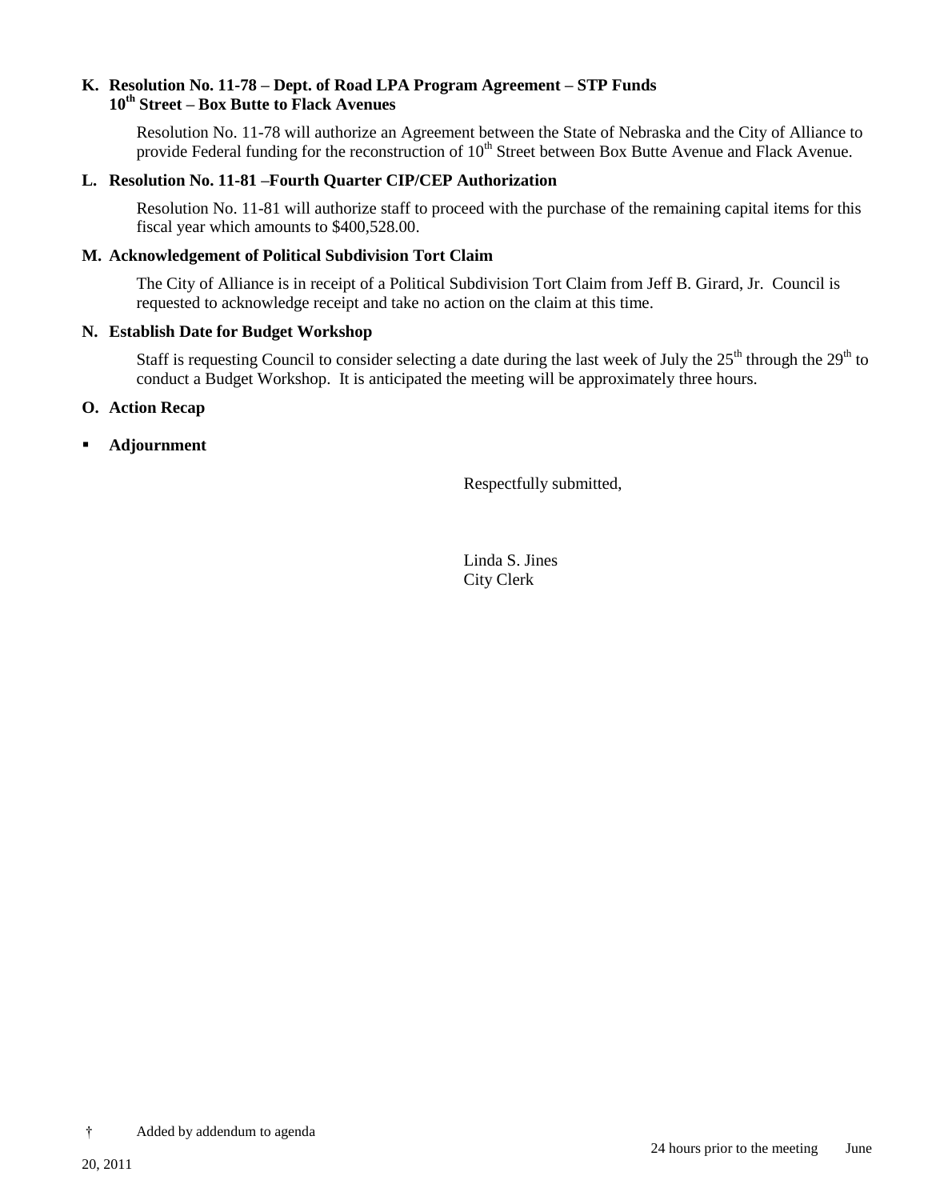**K. Resolution No. 11-78 – Dept. of Road LPA Program Agreement – STP Funds**
**10th Street – Box Butte to Flack Avenues**

Resolution No. 11-78 will authorize an Agreement between the State of Nebraska and the City of Alliance to provide Federal funding for the reconstruction of 10th Street between Box Butte Avenue and Flack Avenue.

**L. Resolution No. 11-81 –Fourth Quarter CIP/CEP Authorization**

Resolution No. 11-81 will authorize staff to proceed with the purchase of the remaining capital items for this fiscal year which amounts to $400,528.00.

**M. Acknowledgement of Political Subdivision Tort Claim**

The City of Alliance is in receipt of a Political Subdivision Tort Claim from Jeff B. Girard, Jr. Council is requested to acknowledge receipt and take no action on the claim at this time.

**N. Establish Date for Budget Workshop**

Staff is requesting Council to consider selecting a date during the last week of July the 25th through the 29th to conduct a Budget Workshop. It is anticipated the meeting will be approximately three hours.

**O. Action Recap**

- **Adjournment**

Respectfully submitted,

Linda S. Jines
City Clerk

† Added by addendum to agenda 24 hours prior to the meeting June 20, 2011